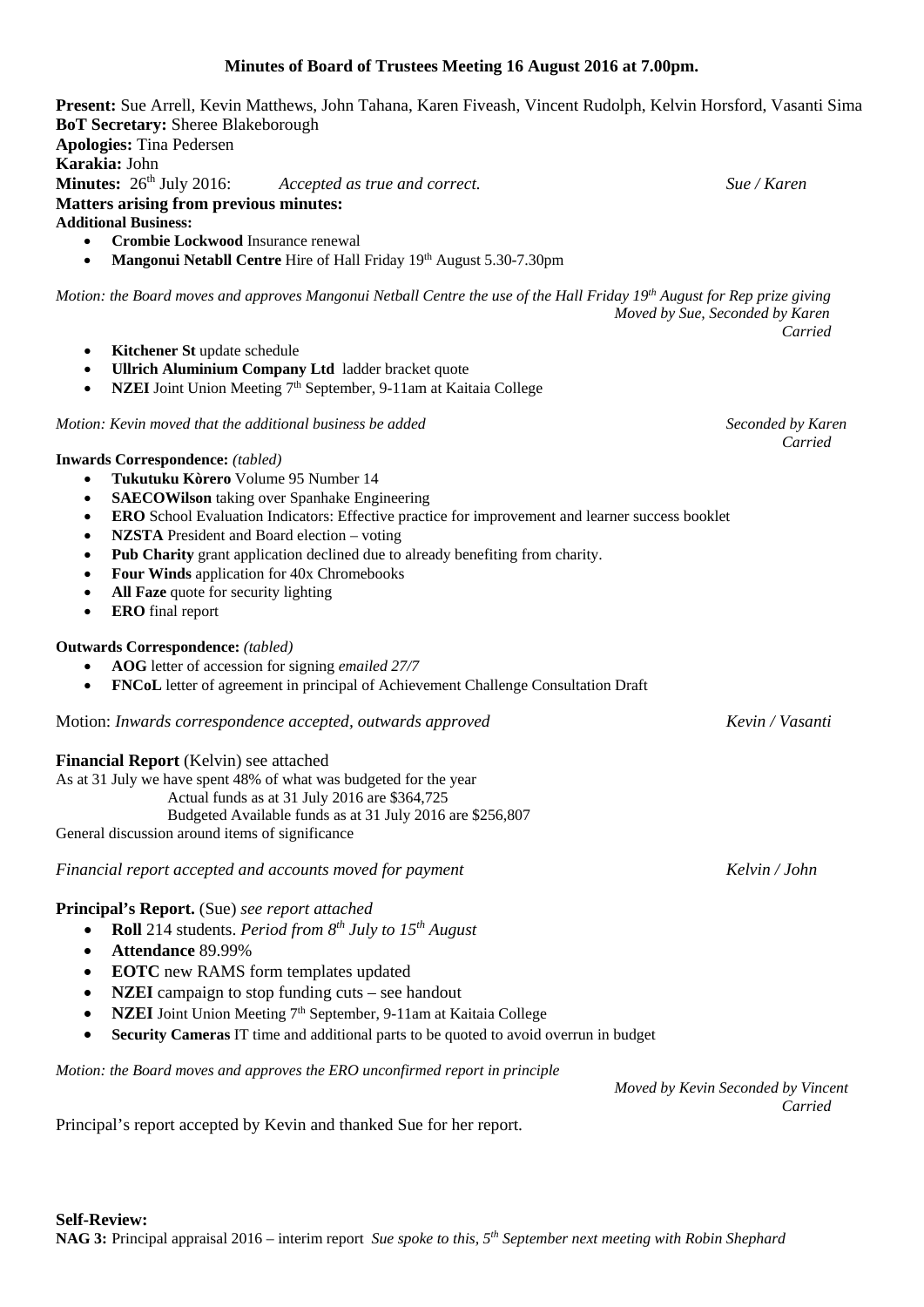# Minutes of Board of Trustees Meeting 16 August 2016 at 7.00pm.

**Present:** Sue Arrell, Kevin Matthews, John Tahana, Karen Fiveash, Vincent Rudolph, Kelvin Horsford, Vasanti Sima
**BoT Secretary:** Sheree Blakeborough
**Apologies:** Tina Pedersen
**Karakia:** John
**Minutes:** 26th July 2016: *Accepted as true and correct.* *Sue / Karen*
**Matters arising from previous minutes:**
**Additional Business:**

- **Crombie Lockwood** Insurance renewal
- **Mangonui Netabll Centre** Hire of Hall Friday 19th August 5.30-7.30pm

*Motion: the Board moves and approves Mangonui Netball Centre the use of the Hall Friday 19th August for Rep prize giving*
*Moved by Sue, Seconded by Karen*
*Carried*

- **Kitchener St** update schedule
- **Ullrich Aluminium Company Ltd** ladder bracket quote
- **NZEI** Joint Union Meeting 7th September, 9-11am at Kaitaia College

*Motion: Kevin moved that the additional business be added* *Seconded by Karen*
*Carried*

**Inwards Correspondence:** *(tabled)*

- **Tukutuku Kòrero** Volume 95 Number 14
- **SAECOWilson** taking over Spanhake Engineering
- **ERO** School Evaluation Indicators: Effective practice for improvement and learner success booklet
- **NZSTA** President and Board election – voting
- **Pub Charity** grant application declined due to already benefiting from charity.
- **Four Winds** application for 40x Chromebooks
- **All Faze** quote for security lighting
- **ERO** final report

**Outwards Correspondence:** *(tabled)*

- **AOG** letter of accession for signing *emailed 27/7*
- **FNCoL** letter of agreement in principal of Achievement Challenge Consultation Draft

Motion: *Inwards correspondence accepted, outwards approved* *Kevin / Vasanti*

**Financial Report** (Kelvin) see attached
As at 31 July we have spent 48% of what was budgeted for the year
Actual funds as at 31 July 2016 are $364,725
Budgeted Available funds as at 31 July 2016 are $256,807
General discussion around items of significance

*Financial report accepted and accounts moved for payment* *Kelvin / John*

**Principal's Report.** (Sue) *see report attached*

- **Roll** 214 students. *Period from 8th July to 15th August*
- **Attendance** 89.99%
- **EOTC** new RAMS form templates updated
- **NZEI** campaign to stop funding cuts – see handout
- **NZEI** Joint Union Meeting 7th September, 9-11am at Kaitaia College
- **Security Cameras** IT time and additional parts to be quoted to avoid overrun in budget

*Motion: the Board moves and approves the ERO unconfirmed report in principle*
*Moved by Kevin Seconded by Vincent*
*Carried*

Principal's report accepted by Kevin and thanked Sue for her report.

**Self-Review:**
**NAG 3:** Principal appraisal 2016 – interim report *Sue spoke to this, 5th September next meeting with Robin Shephard*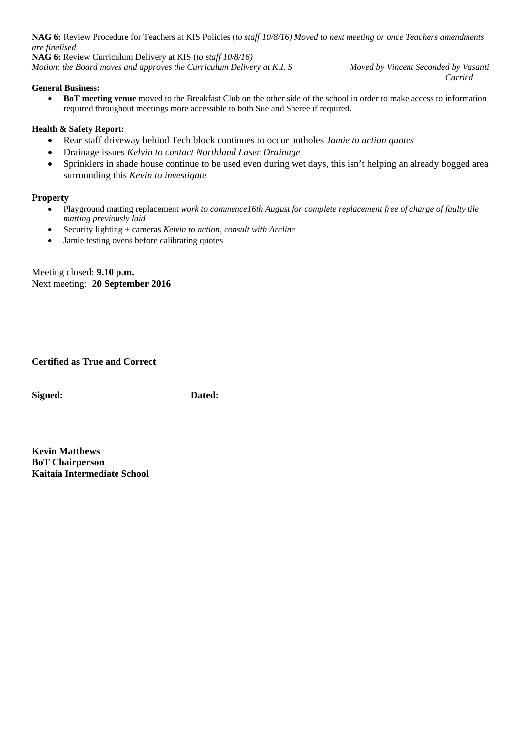**NAG 6:** Review Procedure for Teachers at KIS Policies (*to staff 10/8/16) Moved to next meeting or once Teachers amendments are finalised*

**NAG 6:** Review Curriculum Delivery at KIS (*to staff 10/8/16)*

*Motion: the Board moves and approves the Curriculum Delivery at K.I. S* *Moved by Vincent Seconded by Vasanti*

*Carried*

**General Business:**

- **BoT meeting venue** moved to the Breakfast Club on the other side of the school in order to make access to information required throughout meetings more accessible to both Sue and Sheree if required.

**Health & Safety Report:**

- Rear staff driveway behind Tech block continues to occur potholes *Jamie to action quotes*
- Drainage issues *Kelvin to contact Northland Laser Drainage*
- Sprinklers in shade house continue to be used even during wet days, this isn't helping an already bogged area surrounding this *Kevin to investigate*

**Property**

- Playground matting replacement *work to commence16th August for complete replacement free of charge of faulty tile matting previously laid*
- Security lighting + cameras *Kelvin to action, consult with Arcline*
- Jamie testing ovens before calibrating quotes

Meeting closed: **9.10 p.m.**
Next meeting: **20 September 2016**

**Certified as True and Correct**

**Signed:** **Dated:**

**Kevin Matthews**
**BoT Chairperson**
**Kaitaia Intermediate School**